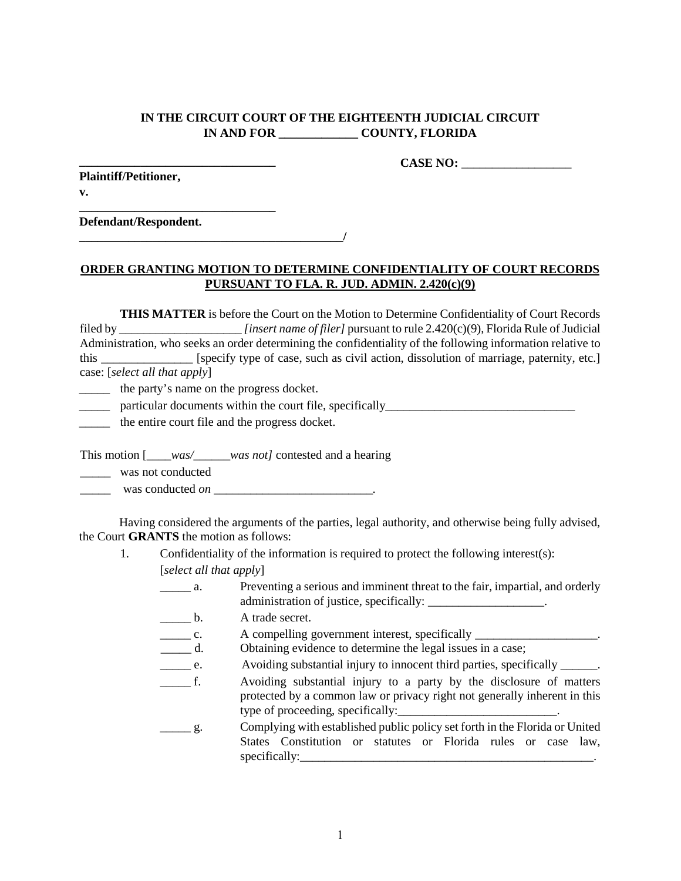**IN THE CIRCUIT COURT OF THE EIGHTEENTH JUDICIAL CIRCUIT**
**IN AND FOR _____________ COUNTY, FLORIDA**

**_________________________________** **CASE NO:** __________________

**Plaintiff/Petitioner,**

**v.**

**_________________________________**

**Defendant/Respondent.**

**_____________________________________________/**

**ORDER GRANTING MOTION TO DETERMINE CONFIDENTIALITY OF COURT RECORDS PURSUANT TO FLA. R. JUD. ADMIN. 2.420(c)(9)**

**THIS MATTER** is before the Court on the Motion to Determine Confidentiality of Court Records filed by ____________________ *[insert name of filer]* pursuant to rule 2.420(c)(9), Florida Rule of Judicial Administration, who seeks an order determining the confidentiality of the following information relative to this _______________ [specify type of case, such as civil action, dissolution of marriage, paternity, etc.] case: [*select all that apply*]

_____ the party's name on the progress docket.

_____ particular documents within the court file, specifically________________________________

_____ the entire court file and the progress docket.

This motion [____*was/*______*was not]* contested and a hearing

_____ was not conducted

_____ was conducted *on* __________________________.

Having considered the arguments of the parties, legal authority, and otherwise being fully advised, the Court **GRANTS** the motion as follows:

1. Confidentiality of the information is required to protect the following interest(s): [*select all that apply*]

   _____ a. Preventing a serious and imminent threat to the fair, impartial, and orderly administration of justice, specifically: ___________________.

   _____ b. A trade secret.

   _____ c. A compelling government interest, specifically ____________________.

   _____ d. Obtaining evidence to determine the legal issues in a case;

   _____ e. Avoiding substantial injury to innocent third parties, specifically ______.

   _____ f. Avoiding substantial injury to a party by the disclosure of matters protected by a common law or privacy right not generally inherent in this type of proceeding, specifically:__________________________.

   _____ g. Complying with established public policy set forth in the Florida or United States Constitution or statutes or Florida rules or case law, specifically:__________________________________________________.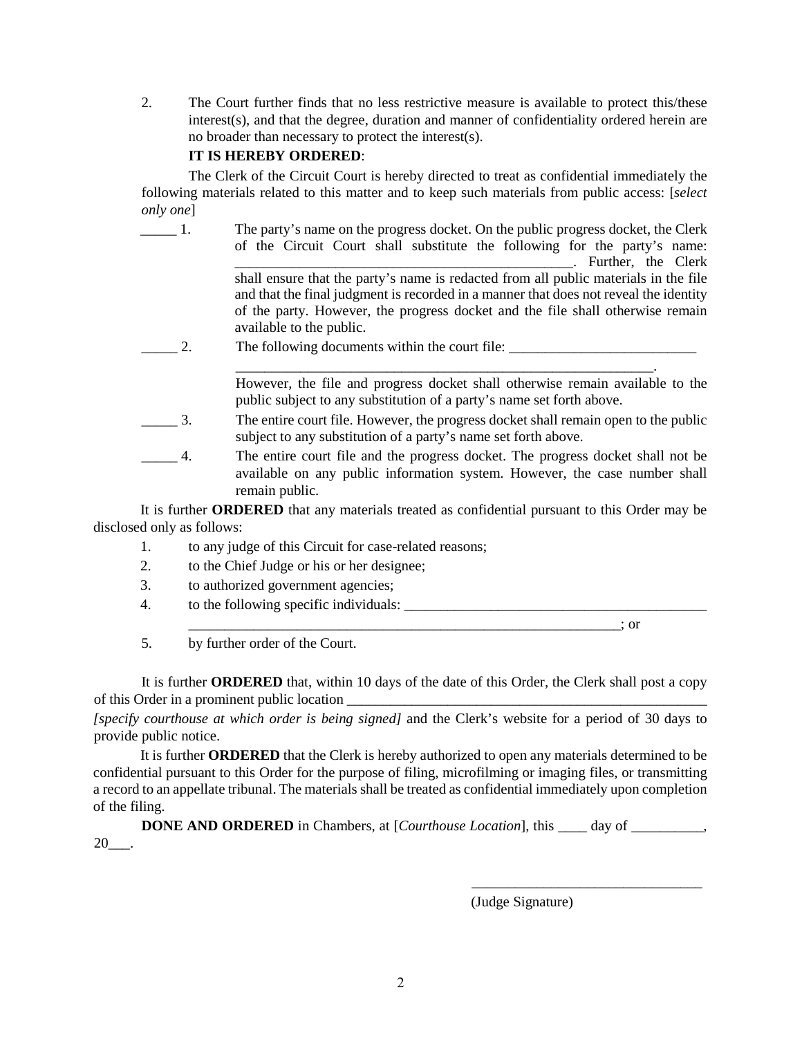2. The Court further finds that no less restrictive measure is available to protect this/these interest(s), and that the degree, duration and manner of confidentiality ordered herein are no broader than necessary to protect the interest(s).

**IT IS HEREBY ORDERED**:

The Clerk of the Circuit Court is hereby directed to treat as confidential immediately the following materials related to this matter and to keep such materials from public access: [*select only one*]

_____ 1. The party's name on the progress docket. On the public progress docket, the Clerk of the Circuit Court shall substitute the following for the party's name: _________________________________________________. Further, the Clerk shall ensure that the party's name is redacted from all public materials in the file and that the final judgment is recorded in a manner that does not reveal the identity of the party. However, the progress docket and the file shall otherwise remain available to the public.

_____ 2. The following documents within the court file: __________________________
_____________________________________________________________.
However, the file and progress docket shall otherwise remain available to the public subject to any substitution of a party's name set forth above.

_____ 3. The entire court file. However, the progress docket shall remain open to the public subject to any substitution of a party's name set forth above.

_____ 4. The entire court file and the progress docket. The progress docket shall not be available on any public information system. However, the case number shall remain public.

It is further **ORDERED** that any materials treated as confidential pursuant to this Order may be disclosed only as follows:

1. to any judge of this Circuit for case-related reasons;
2. to the Chief Judge or his or her designee;
3. to authorized government agencies;
4. to the following specific individuals: ____________________________________________
_______________________________________________________________; or
5. by further order of the Court.

It is further **ORDERED** that, within 10 days of the date of this Order, the Clerk shall post a copy of this Order in a prominent public location ____________________________________________________ *[specify courthouse at which order is being signed]* and the Clerk's website for a period of 30 days to provide public notice.

It is further **ORDERED** that the Clerk is hereby authorized to open any materials determined to be confidential pursuant to this Order for the purpose of filing, microfilming or imaging files, or transmitting a record to an appellate tribunal. The materials shall be treated as confidential immediately upon completion of the filing.

**DONE AND ORDERED** in Chambers, at [*Courthouse Location*], this ____ day of __________, 20___.

________________________________
(Judge Signature)